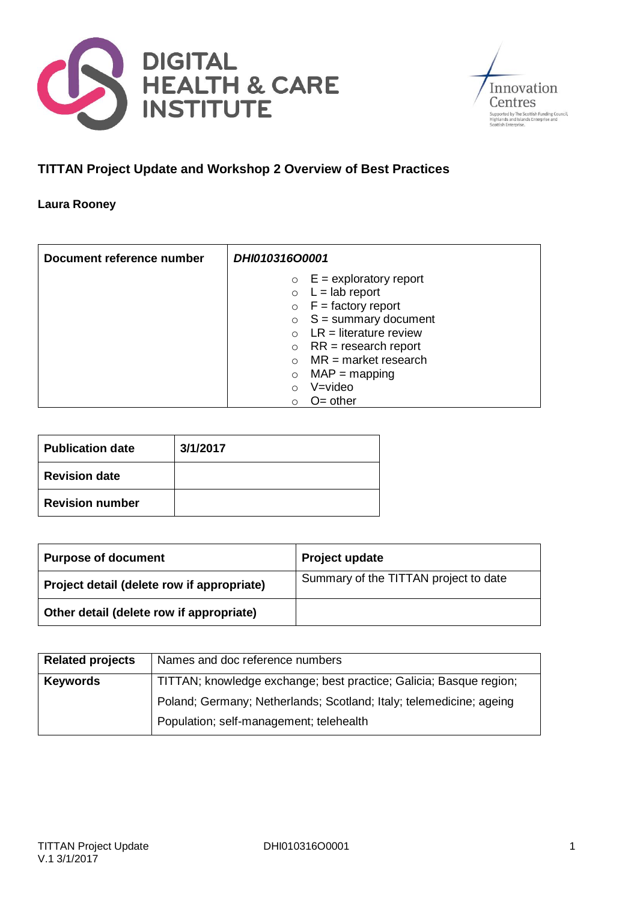# TITTAN Project Update and Workshop 2 Overview of Best Practices

**Laura Rooney**

| **Document reference number** | ***DHI010316O0001*** |
|---|---|
| | ○ E = exploratory report<br>○ L = lab report<br>○ F = factory report<br>○ S = summary document<br>○ LR = literature review<br>○ RR = research report<br>○ MR = market research<br>○ MAP = mapping<br>○ V=video<br>○ O= other |

| **Publication date** | **3/1/2017** |
|---|---|
| **Revision date** | |
| **Revision number** | |

| **Purpose of document** | **Project update** |
|---|---|
| **Project detail (delete row if appropriate)** | Summary of the TITTAN project to date |
| **Other detail (delete row if appropriate)** | |

| **Related projects** | Names and doc reference numbers |
|---|---|
| **Keywords** | TITTAN; knowledge exchange; best practice; Galicia; Basque region; Poland; Germany; Netherlands; Scotland; Italy; telemedicine; ageing Population; self-management; telehealth |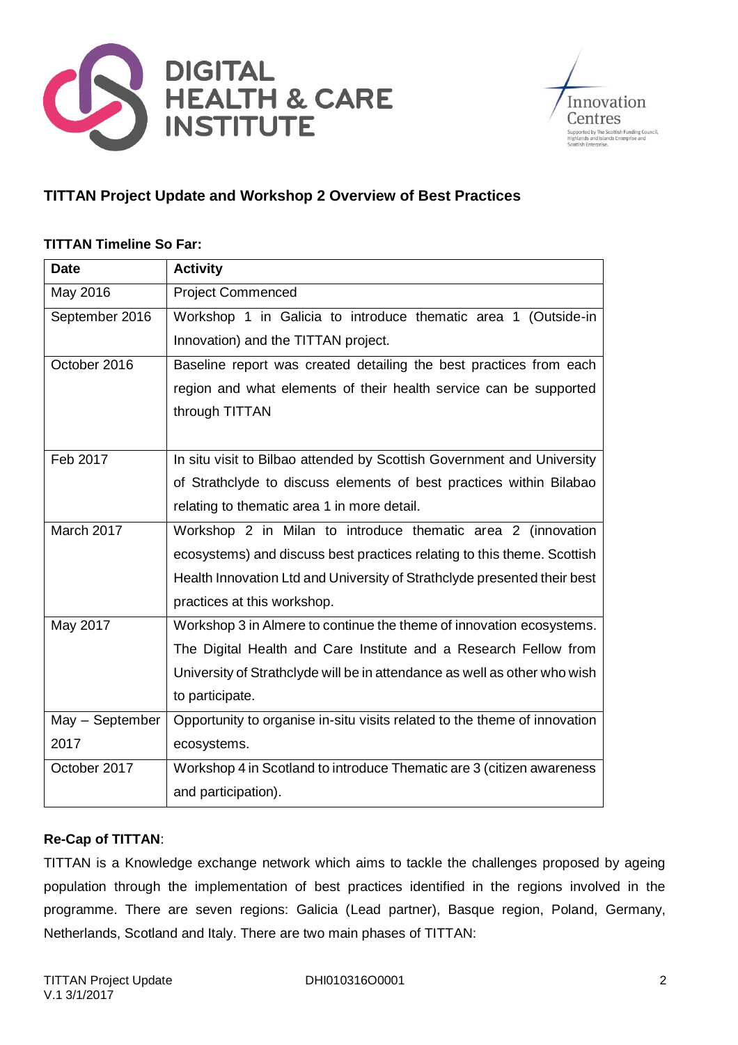## TITTAN Project Update and Workshop 2 Overview of Best Practices

**TITTAN Timeline So Far:**

| Date | Activity |
|---|---|
| May 2016 | Project Commenced |
| September 2016 | Workshop 1 in Galicia to introduce thematic area 1 (Outside-in Innovation) and the TITTAN project. |
| October 2016 | Baseline report was created detailing the best practices from each region and what elements of their health service can be supported through TITTAN |
| Feb 2017 | In situ visit to Bilbao attended by Scottish Government and University of Strathclyde to discuss elements of best practices within Bilabao relating to thematic area 1 in more detail. |
| March 2017 | Workshop 2 in Milan to introduce thematic area 2 (innovation ecosystems) and discuss best practices relating to this theme. Scottish Health Innovation Ltd and University of Strathclyde presented their best practices at this workshop. |
| May 2017 | Workshop 3 in Almere to continue the theme of innovation ecosystems. The Digital Health and Care Institute and a Research Fellow from University of Strathclyde will be in attendance as well as other who wish to participate. |
| May – September 2017 | Opportunity to organise in-situ visits related to the theme of innovation ecosystems. |
| October 2017 | Workshop 4 in Scotland to introduce Thematic are 3 (citizen awareness and participation). |

**Re-Cap of TITTAN**:

TITTAN is a Knowledge exchange network which aims to tackle the challenges proposed by ageing population through the implementation of best practices identified in the regions involved in the programme. There are seven regions: Galicia (Lead partner), Basque region, Poland, Germany, Netherlands, Scotland and Italy. There are two main phases of TITTAN: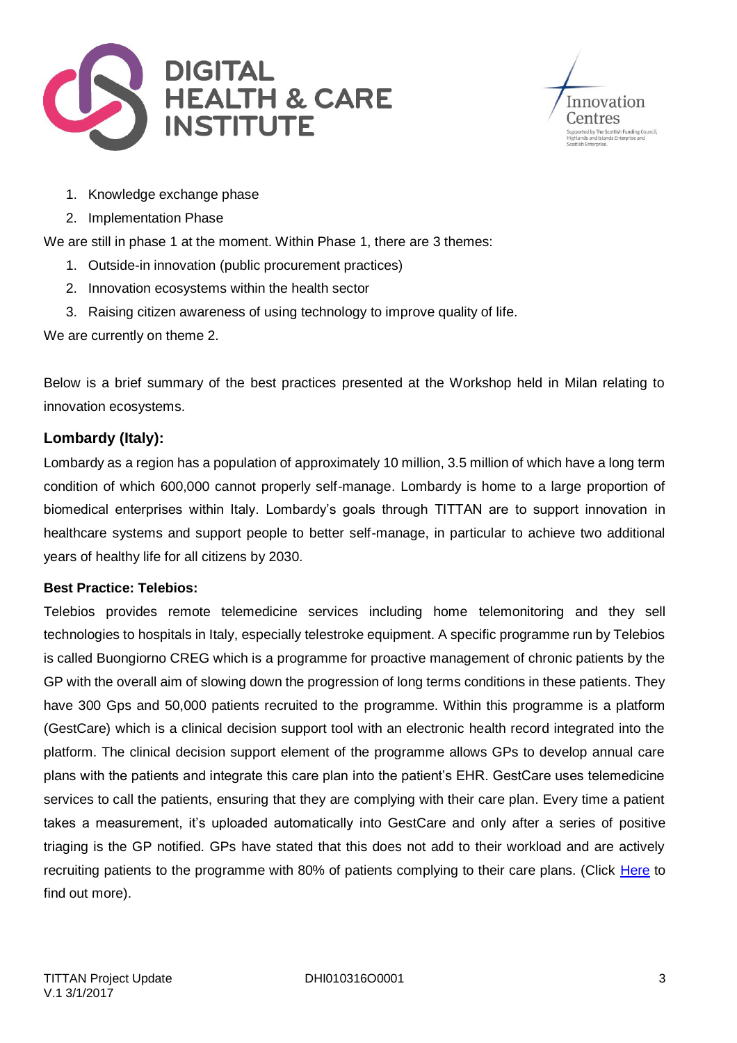1. Knowledge exchange phase
2. Implementation Phase

We are still in phase 1 at the moment. Within Phase 1, there are 3 themes:

1. Outside-in innovation (public procurement practices)
2. Innovation ecosystems within the health sector
3. Raising citizen awareness of using technology to improve quality of life.

We are currently on theme 2.

Below is a brief summary of the best practices presented at the Workshop held in Milan relating to innovation ecosystems.

### Lombardy (Italy):

Lombardy as a region has a population of approximately 10 million, 3.5 million of which have a long term condition of which 600,000 cannot properly self-manage. Lombardy is home to a large proportion of biomedical enterprises within Italy. Lombardy's goals through TITTAN are to support innovation in healthcare systems and support people to better self-manage, in particular to achieve two additional years of healthy life for all citizens by 2030.

**Best Practice: Telebios:**

Telebios provides remote telemedicine services including home telemonitoring and they sell technologies to hospitals in Italy, especially telestroke equipment. A specific programme run by Telebios is called Buongiorno CREG which is a programme for proactive management of chronic patients by the GP with the overall aim of slowing down the progression of long terms conditions in these patients. They have 300 Gps and 50,000 patients recruited to the programme. Within this programme is a platform (GestCare) which is a clinical decision support tool with an electronic health record integrated into the platform. The clinical decision support element of the programme allows GPs to develop annual care plans with the patients and integrate this care plan into the patient's EHR. GestCare uses telemedicine services to call the patients, ensuring that they are complying with their care plan. Every time a patient takes a measurement, it's uploaded automatically into GestCare and only after a series of positive triaging is the GP notified. GPs have stated that this does not add to their workload and are actively recruiting patients to the programme with 80% of patients complying to their care plans. (Click Here to find out more).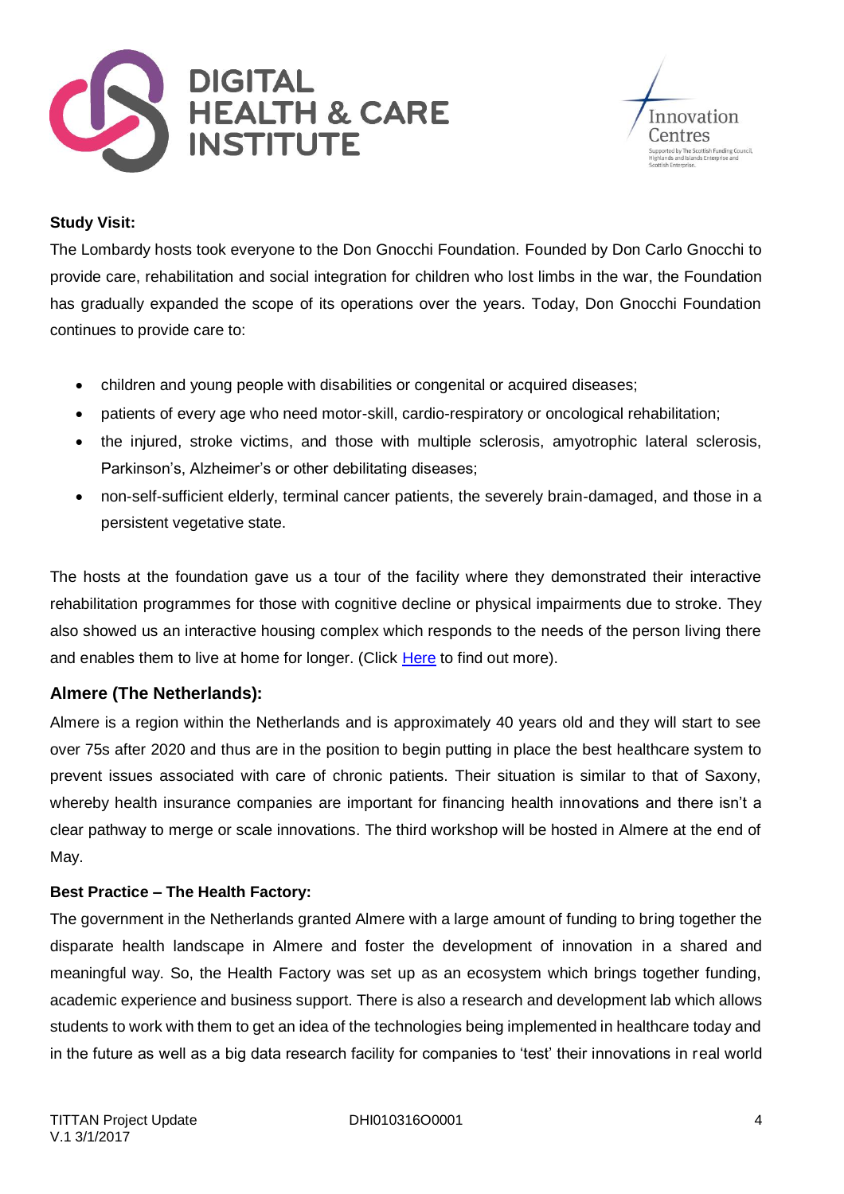**Study Visit:**

The Lombardy hosts took everyone to the Don Gnocchi Foundation. Founded by Don Carlo Gnocchi to provide care, rehabilitation and social integration for children who lost limbs in the war, the Foundation has gradually expanded the scope of its operations over the years. Today, Don Gnocchi Foundation continues to provide care to:

- children and young people with disabilities or congenital or acquired diseases;
- patients of every age who need motor-skill, cardio-respiratory or oncological rehabilitation;
- the injured, stroke victims, and those with multiple sclerosis, amyotrophic lateral sclerosis, Parkinson's, Alzheimer's or other debilitating diseases;
- non-self-sufficient elderly, terminal cancer patients, the severely brain-damaged, and those in a persistent vegetative state.

The hosts at the foundation gave us a tour of the facility where they demonstrated their interactive rehabilitation programmes for those with cognitive decline or physical impairments due to stroke. They also showed us an interactive housing complex which responds to the needs of the person living there and enables them to live at home for longer. (Click Here to find out more).

## Almere (The Netherlands):

Almere is a region within the Netherlands and is approximately 40 years old and they will start to see over 75s after 2020 and thus are in the position to begin putting in place the best healthcare system to prevent issues associated with care of chronic patients. Their situation is similar to that of Saxony, whereby health insurance companies are important for financing health innovations and there isn't a clear pathway to merge or scale innovations. The third workshop will be hosted in Almere at the end of May.

**Best Practice – The Health Factory:**

The government in the Netherlands granted Almere with a large amount of funding to bring together the disparate health landscape in Almere and foster the development of innovation in a shared and meaningful way. So, the Health Factory was set up as an ecosystem which brings together funding, academic experience and business support. There is also a research and development lab which allows students to work with them to get an idea of the technologies being implemented in healthcare today and in the future as well as a big data research facility for companies to 'test' their innovations in real world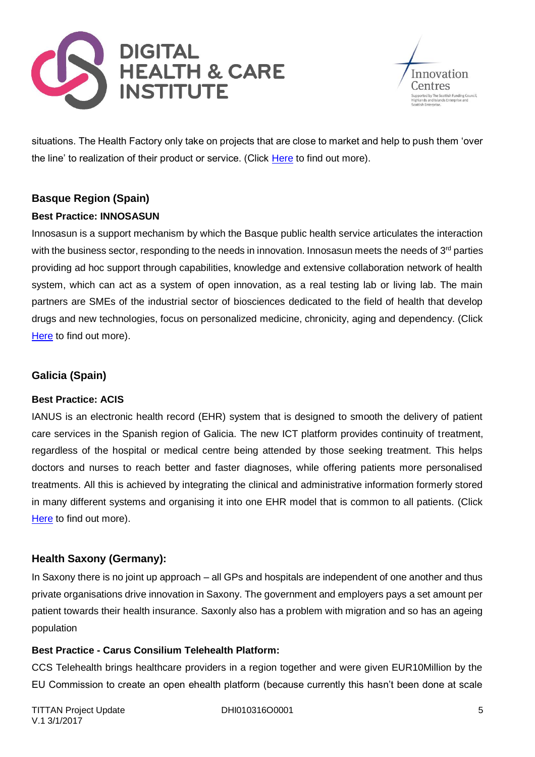situations. The Health Factory only take on projects that are close to market and help to push them 'over the line' to realization of their product or service. (Click Here to find out more).

### Basque Region (Spain)

**Best Practice: INNOSASUN**

Innosasun is a support mechanism by which the Basque public health service articulates the interaction with the business sector, responding to the needs in innovation. Innosasun meets the needs of 3rd parties providing ad hoc support through capabilities, knowledge and extensive collaboration network of health system, which can act as a system of open innovation, as a real testing lab or living lab. The main partners are SMEs of the industrial sector of biosciences dedicated to the field of health that develop drugs and new technologies, focus on personalized medicine, chronicity, aging and dependency. (Click Here to find out more).

### Galicia (Spain)

**Best Practice: ACIS**

IANUS is an electronic health record (EHR) system that is designed to smooth the delivery of patient care services in the Spanish region of Galicia. The new ICT platform provides continuity of treatment, regardless of the hospital or medical centre being attended by those seeking treatment. This helps doctors and nurses to reach better and faster diagnoses, while offering patients more personalised treatments. All this is achieved by integrating the clinical and administrative information formerly stored in many different systems and organising it into one EHR model that is common to all patients. (Click Here to find out more).

### Health Saxony (Germany):

In Saxony there is no joint up approach – all GPs and hospitals are independent of one another and thus private organisations drive innovation in Saxony. The government and employers pays a set amount per patient towards their health insurance. Saxonly also has a problem with migration and so has an ageing population

**Best Practice - Carus Consilium Telehealth Platform:**

CCS Telehealth brings healthcare providers in a region together and were given EUR10Million by the EU Commission to create an open ehealth platform (because currently this hasn't been done at scale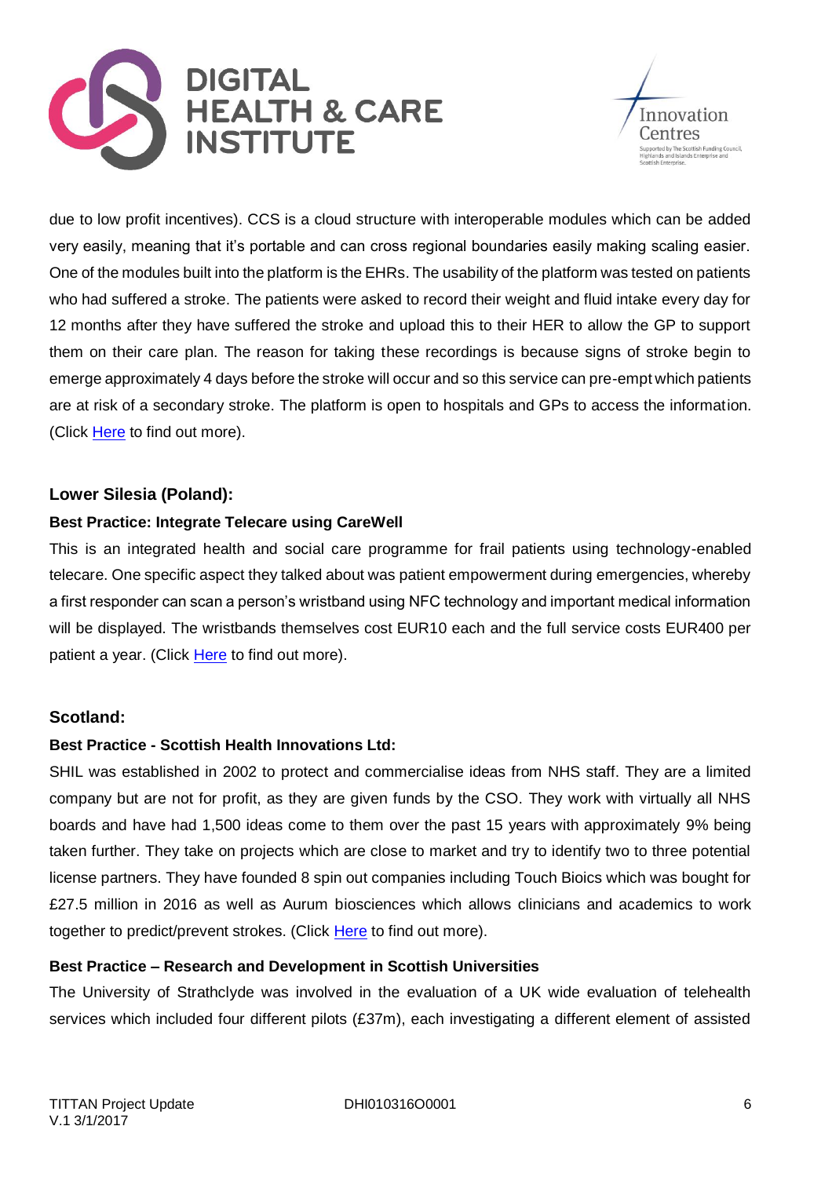due to low profit incentives). CCS is a cloud structure with interoperable modules which can be added very easily, meaning that it's portable and can cross regional boundaries easily making scaling easier. One of the modules built into the platform is the EHRs. The usability of the platform was tested on patients who had suffered a stroke. The patients were asked to record their weight and fluid intake every day for 12 months after they have suffered the stroke and upload this to their HER to allow the GP to support them on their care plan. The reason for taking these recordings is because signs of stroke begin to emerge approximately 4 days before the stroke will occur and so this service can pre-empt which patients are at risk of a secondary stroke. The platform is open to hospitals and GPs to access the information. (Click Here to find out more).

### Lower Silesia (Poland):

#### Best Practice: Integrate Telecare using CareWell

This is an integrated health and social care programme for frail patients using technology-enabled telecare. One specific aspect they talked about was patient empowerment during emergencies, whereby a first responder can scan a person's wristband using NFC technology and important medical information will be displayed. The wristbands themselves cost EUR10 each and the full service costs EUR400 per patient a year. (Click Here to find out more).

### Scotland:

#### Best Practice - Scottish Health Innovations Ltd:

SHIL was established in 2002 to protect and commercialise ideas from NHS staff. They are a limited company but are not for profit, as they are given funds by the CSO. They work with virtually all NHS boards and have had 1,500 ideas come to them over the past 15 years with approximately 9% being taken further. They take on projects which are close to market and try to identify two to three potential license partners. They have founded 8 spin out companies including Touch Bioics which was bought for £27.5 million in 2016 as well as Aurum biosciences which allows clinicians and academics to work together to predict/prevent strokes. (Click Here to find out more).

#### Best Practice – Research and Development in Scottish Universities

The University of Strathclyde was involved in the evaluation of a UK wide evaluation of telehealth services which included four different pilots (£37m), each investigating a different element of assisted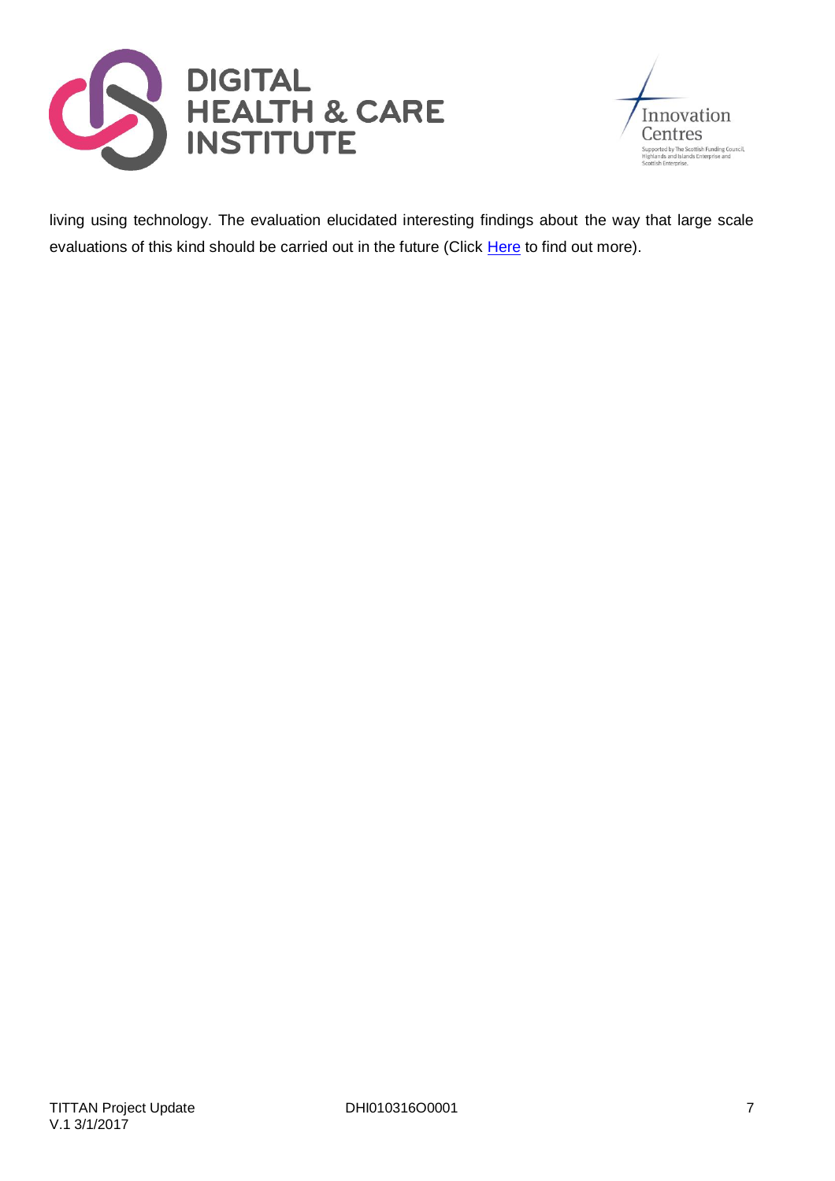living using technology. The evaluation elucidated interesting findings about the way that large scale evaluations of this kind should be carried out in the future (Click Here to find out more).